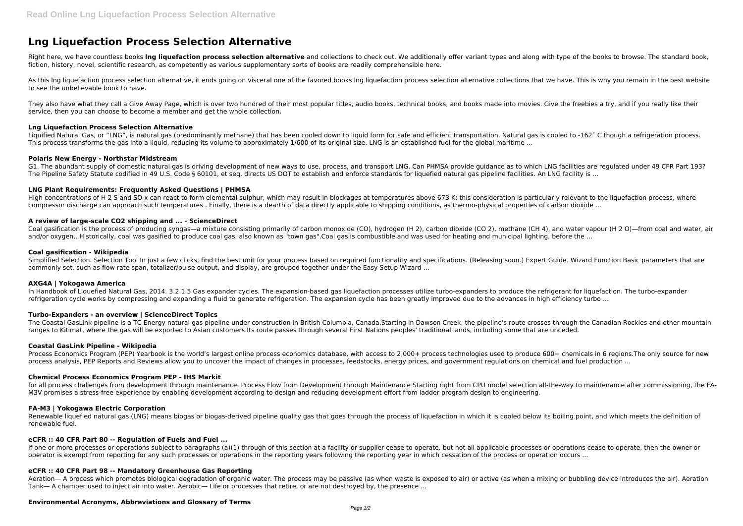# Lng Liquefaction Process Selection Alternative

Right here, we have countless books **lng liquefaction process selection alternative** and collections to check out. We additionally offer variant types and along with type of the books to browse. The standard book, fiction, history, novel, scientific research, as competently as various supplementary sorts of books are readily comprehensible here.

As this lng liquefaction process selection alternative, it ends going on visceral one of the favored books lng liquefaction process selection alternative collections that we have. This is why you remain in the best website to see the unbelievable book to have.

They also have what they call a Give Away Page, which is over two hundred of their most popular titles, audio books, technical books, and books made into movies. Give the freebies a try, and if you really like their service, then you can choose to become a member and get the whole collection.

### Lng Liquefaction Process Selection Alternative

Liquified Natural Gas, or "LNG", is natural gas (predominantly methane) that has been cooled down to liquid form for safe and efficient transportation. Natural gas is cooled to -162˚ C though a refrigeration process. This process transforms the gas into a liquid, reducing its volume to approximately 1/600 of its original size. LNG is an established fuel for the global maritime ...

### Polaris New Energy - Northstar Midstream

G1. The abundant supply of domestic natural gas is driving development of new ways to use, process, and transport LNG. Can PHMSA provide guidance as to which LNG facilities are regulated under 49 CFR Part 193? The Pipeline Safety Statute codified in 49 U.S. Code § 60101, et seq, directs US DOT to establish and enforce standards for liquefied natural gas pipeline facilities. An LNG facility is ...

### LNG Plant Requirements: Frequently Asked Questions | PHMSA

High concentrations of $H_2S$ and $SO_x$ can react to form elemental sulphur, which may result in blockages at temperatures above 673 K; this consideration is particularly relevant to the liquefaction process, where compressor discharge can approach such temperatures . Finally, there is a dearth of data directly applicable to shipping conditions, as thermo-physical properties of carbon dioxide ...

### A review of large-scale CO2 shipping and ... - ScienceDirect

Coal gasification is the process of producing syngas—a mixture consisting primarily of carbon monoxide (CO), hydrogen ($H_2$), carbon dioxide ($CO_2$), methane ($CH_4$), and water vapour ($H_2O$)—from coal and water, air and/or oxygen.. Historically, coal was gasified to produce coal gas, also known as "town gas".Coal gas is combustible and was used for heating and municipal lighting, before the ...

### Coal gasification - Wikipedia

Simplified Selection. Selection Tool In just a few clicks, find the best unit for your process based on required functionality and specifications. (Releasing soon.) Expert Guide. Wizard Function Basic parameters that are commonly set, such as flow rate span, totalizer/pulse output, and display, are grouped together under the Easy Setup Wizard ...

### AXG4A | Yokogawa America

In Handbook of Liquefied Natural Gas, 2014. 3.2.1.5 Gas expander cycles. The expansion-based gas liquefaction processes utilize turbo-expanders to produce the refrigerant for liquefaction. The turbo-expander refrigeration cycle works by compressing and expanding a fluid to generate refrigeration. The expansion cycle has been greatly improved due to the advances in high efficiency turbo ...

### Turbo-Expanders - an overview | ScienceDirect Topics

The Coastal GasLink pipeline is a TC Energy natural gas pipeline under construction in British Columbia, Canada.Starting in Dawson Creek, the pipeline's route crosses through the Canadian Rockies and other mountain ranges to Kitimat, where the gas will be exported to Asian customers.Its route passes through several First Nations peoples' traditional lands, including some that are unceded.

### Coastal GasLink Pipeline - Wikipedia

Process Economics Program (PEP) Yearbook is the world's largest online process economics database, with access to 2,000+ process technologies used to produce 600+ chemicals in 6 regions.The only source for new process analysis, PEP Reports and Reviews allow you to uncover the impact of changes in processes, feedstocks, energy prices, and government regulations on chemical and fuel production ...

### Chemical Process Economics Program PEP - IHS Markit

for all process challenges from development through maintenance. Process Flow from Development through Maintenance Starting right from CPU model selection all-the-way to maintenance after commissioning, the FA-M3V promises a stress-free experience by enabling development according to design and reducing development effort from ladder program design to engineering.

### FA-M3 | Yokogawa Electric Corporation

Renewable liquefied natural gas (LNG) means biogas or biogas-derived pipeline quality gas that goes through the process of liquefaction in which it is cooled below its boiling point, and which meets the definition of renewable fuel.

### eCFR :: 40 CFR Part 80 -- Regulation of Fuels and Fuel ...

If one or more processes or operations subject to paragraphs (a)(1) through of this section at a facility or supplier cease to operate, but not all applicable processes or operations cease to operate, then the owner or operator is exempt from reporting for any such processes or operations in the reporting years following the reporting year in which cessation of the process or operation occurs ...

### eCFR :: 40 CFR Part 98 -- Mandatory Greenhouse Gas Reporting

Aeration— A process which promotes biological degradation of organic water. The process may be passive (as when waste is exposed to air) or active (as when a mixing or bubbling device introduces the air). Aeration Tank— A chamber used to inject air into water. Aerobic— Life or processes that retire, or are not destroyed by, the presence ...

### Environmental Acronyms, Abbreviations and Glossary of Terms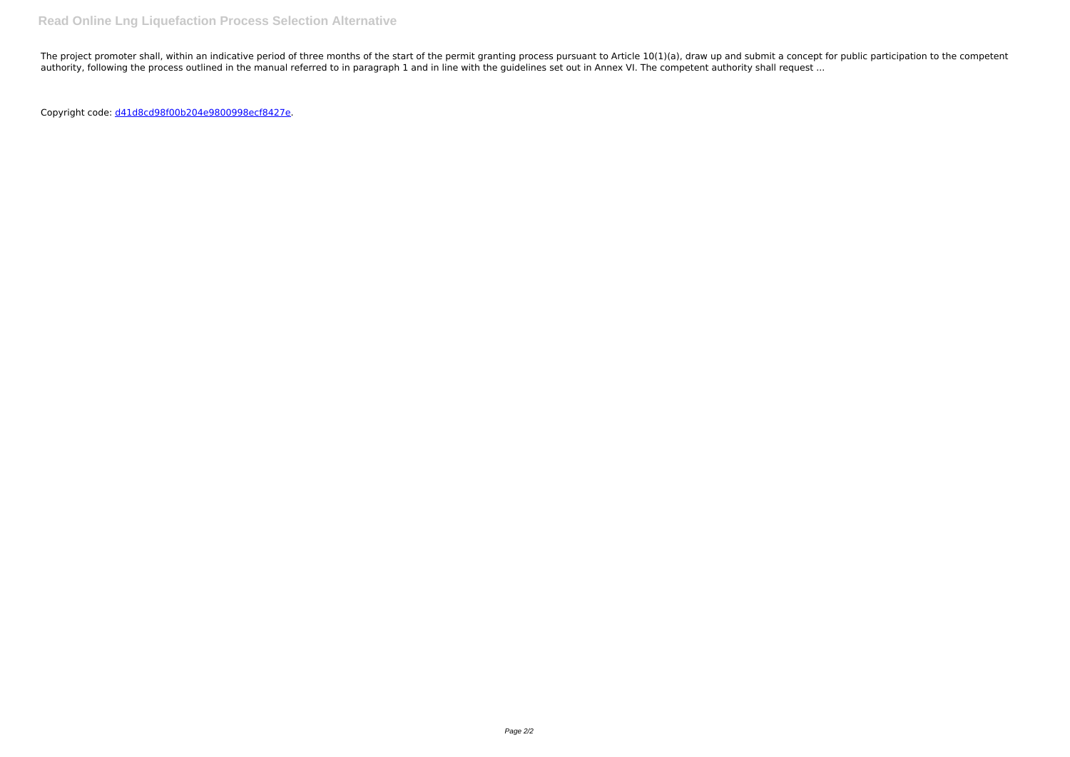The project promoter shall, within an indicative period of three months of the start of the permit granting process pursuant to Article 10(1)(a), draw up and submit a concept for public participation to the competent authority, following the process outlined in the manual referred to in paragraph 1 and in line with the guidelines set out in Annex VI. The competent authority shall request ...

Copyright code: d41d8cd98f00b204e9800998ecf8427e.